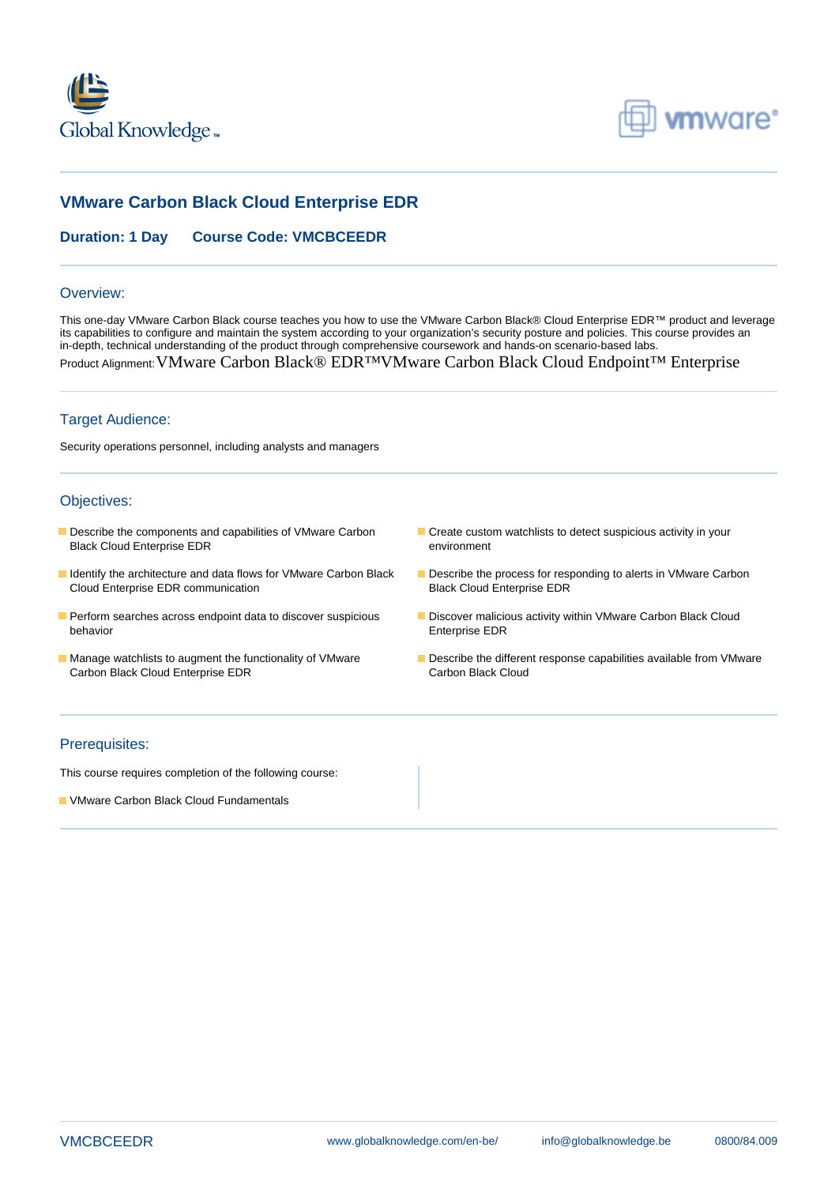# VMware Carbon Black Cloud Enterprise EDR

**Duration: 1 Day** **Course Code: VMCBCEEDR**

## Overview:

This one-day VMware Carbon Black course teaches you how to use the VMware Carbon Black® Cloud Enterprise EDR™ product and leverage its capabilities to configure and maintain the system according to your organization's security posture and policies. This course provides an in-depth, technical understanding of the product through comprehensive coursework and hands-on scenario-based labs.

Product Alignment: VMware Carbon Black® EDR™VMware Carbon Black Cloud Endpoint™ Enterprise

## Target Audience:

Security operations personnel, including analysts and managers

## Objectives:

- Describe the components and capabilities of VMware Carbon Black Cloud Enterprise EDR
- Identify the architecture and data flows for VMware Carbon Black Cloud Enterprise EDR communication
- Perform searches across endpoint data to discover suspicious behavior
- Manage watchlists to augment the functionality of VMware Carbon Black Cloud Enterprise EDR
- Create custom watchlists to detect suspicious activity in your environment
- Describe the process for responding to alerts in VMware Carbon Black Cloud Enterprise EDR
- Discover malicious activity within VMware Carbon Black Cloud Enterprise EDR
- Describe the different response capabilities available from VMware Carbon Black Cloud

## Prerequisites:

This course requires completion of the following course:

- VMware Carbon Black Cloud Fundamentals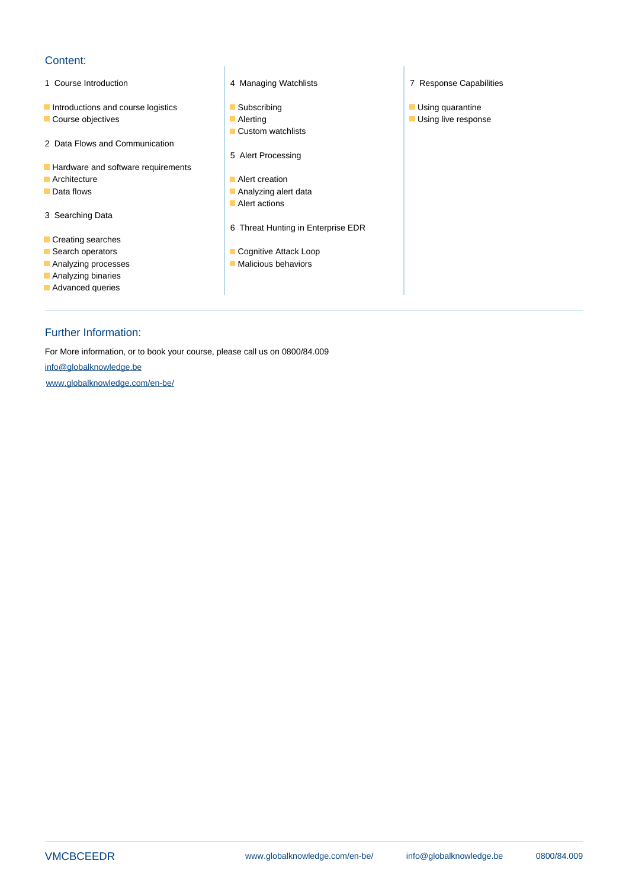## Content:

1 Course Introduction

- Introductions and course logistics
- Course objectives

2 Data Flows and Communication

- Hardware and software requirements
- Architecture
- Data flows

3 Searching Data

- Creating searches
- Search operators
- Analyzing processes
- Analyzing binaries
- Advanced queries

4 Managing Watchlists

- Subscribing
- Alerting
- Custom watchlists

5 Alert Processing

- Alert creation
- Analyzing alert data
- Alert actions

6 Threat Hunting in Enterprise EDR

- Cognitive Attack Loop
- Malicious behaviors

7 Response Capabilities

- Using quarantine
- Using live response

## Further Information:

For More information, or to book your course, please call us on 0800/84.009

info@globalknowledge.be

www.globalknowledge.com/en-be/